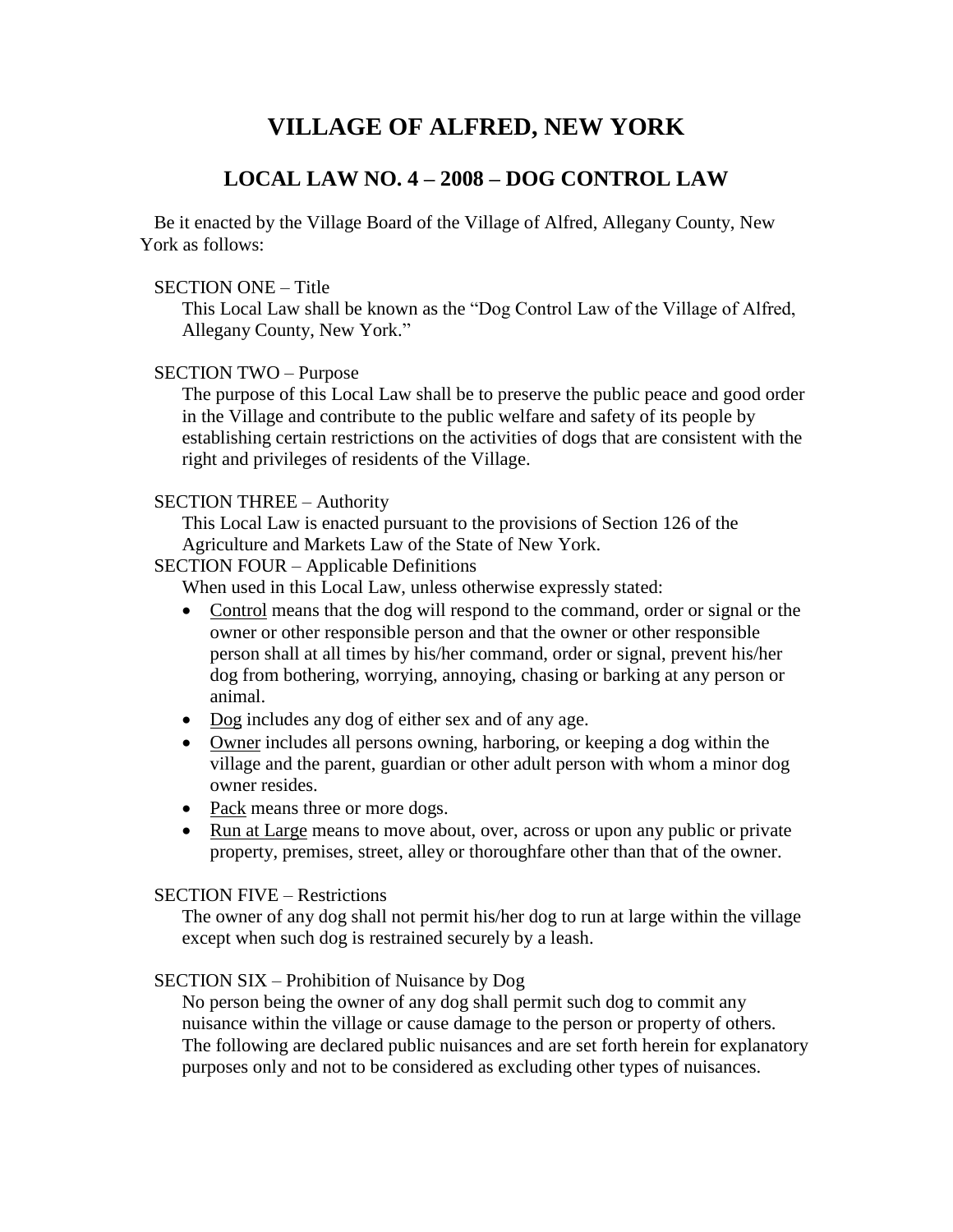# VILLAGE OF ALFRED, NEW YORK

## LOCAL LAW NO. 4 – 2008 – DOG CONTROL LAW

Be it enacted by the Village Board of the Village of Alfred, Allegany County, New York as follows:

SECTION ONE – Title

This Local Law shall be known as the "Dog Control Law of the Village of Alfred, Allegany County, New York."

SECTION TWO – Purpose

The purpose of this Local Law shall be to preserve the public peace and good order in the Village and contribute to the public welfare and safety of its people by establishing certain restrictions on the activities of dogs that are consistent with the right and privileges of residents of the Village.

SECTION THREE – Authority

This Local Law is enacted pursuant to the provisions of Section 126 of the Agriculture and Markets Law of the State of New York.

SECTION FOUR – Applicable Definitions

When used in this Local Law, unless otherwise expressly stated:

- Control means that the dog will respond to the command, order or signal or the owner or other responsible person and that the owner or other responsible person shall at all times by his/her command, order or signal, prevent his/her dog from bothering, worrying, annoying, chasing or barking at any person or animal.
- Dog includes any dog of either sex and of any age.
- Owner includes all persons owning, harboring, or keeping a dog within the village and the parent, guardian or other adult person with whom a minor dog owner resides.
- Pack means three or more dogs.
- Run at Large means to move about, over, across or upon any public or private property, premises, street, alley or thoroughfare other than that of the owner.

SECTION FIVE – Restrictions

The owner of any dog shall not permit his/her dog to run at large within the village except when such dog is restrained securely by a leash.

SECTION SIX – Prohibition of Nuisance by Dog

No person being the owner of any dog shall permit such dog to commit any nuisance within the village or cause damage to the person or property of others. The following are declared public nuisances and are set forth herein for explanatory purposes only and not to be considered as excluding other types of nuisances.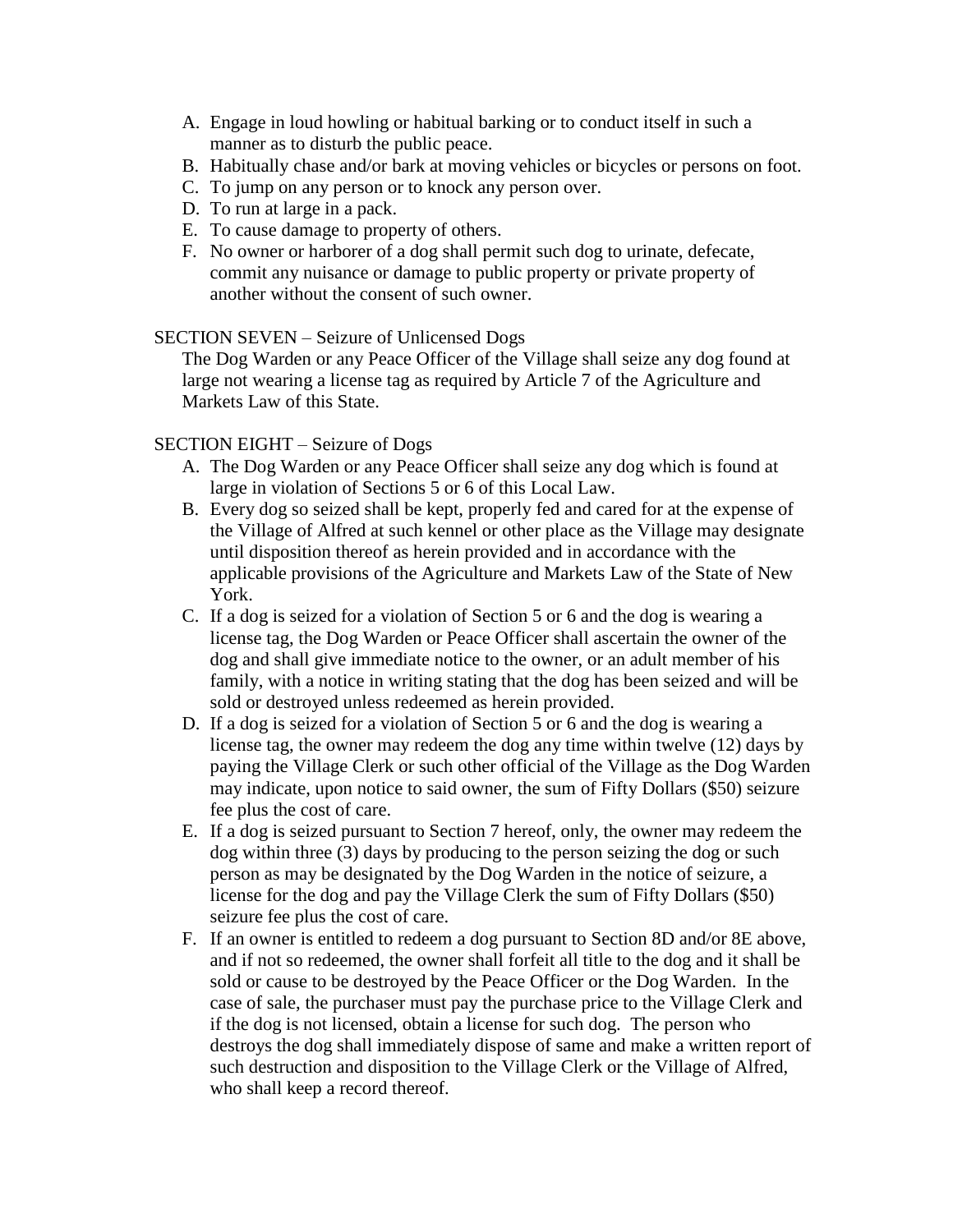A. Engage in loud howling or habitual barking or to conduct itself in such a manner as to disturb the public peace.
B. Habitually chase and/or bark at moving vehicles or bicycles or persons on foot.
C. To jump on any person or to knock any person over.
D. To run at large in a pack.
E. To cause damage to property of others.
F. No owner or harborer of a dog shall permit such dog to urinate, defecate, commit any nuisance or damage to public property or private property of another without the consent of such owner.

SECTION SEVEN – Seizure of Unlicensed Dogs

The Dog Warden or any Peace Officer of the Village shall seize any dog found at large not wearing a license tag as required by Article 7 of the Agriculture and Markets Law of this State.

SECTION EIGHT – Seizure of Dogs

A. The Dog Warden or any Peace Officer shall seize any dog which is found at large in violation of Sections 5 or 6 of this Local Law.
B. Every dog so seized shall be kept, properly fed and cared for at the expense of the Village of Alfred at such kennel or other place as the Village may designate until disposition thereof as herein provided and in accordance with the applicable provisions of the Agriculture and Markets Law of the State of New York.
C. If a dog is seized for a violation of Section 5 or 6 and the dog is wearing a license tag, the Dog Warden or Peace Officer shall ascertain the owner of the dog and shall give immediate notice to the owner, or an adult member of his family, with a notice in writing stating that the dog has been seized and will be sold or destroyed unless redeemed as herein provided.
D. If a dog is seized for a violation of Section 5 or 6 and the dog is wearing a license tag, the owner may redeem the dog any time within twelve (12) days by paying the Village Clerk or such other official of the Village as the Dog Warden may indicate, upon notice to said owner, the sum of Fifty Dollars ($50) seizure fee plus the cost of care.
E. If a dog is seized pursuant to Section 7 hereof, only, the owner may redeem the dog within three (3) days by producing to the person seizing the dog or such person as may be designated by the Dog Warden in the notice of seizure, a license for the dog and pay the Village Clerk the sum of Fifty Dollars ($50) seizure fee plus the cost of care.
F. If an owner is entitled to redeem a dog pursuant to Section 8D and/or 8E above, and if not so redeemed, the owner shall forfeit all title to the dog and it shall be sold or cause to be destroyed by the Peace Officer or the Dog Warden. In the case of sale, the purchaser must pay the purchase price to the Village Clerk and if the dog is not licensed, obtain a license for such dog. The person who destroys the dog shall immediately dispose of same and make a written report of such destruction and disposition to the Village Clerk or the Village of Alfred, who shall keep a record thereof.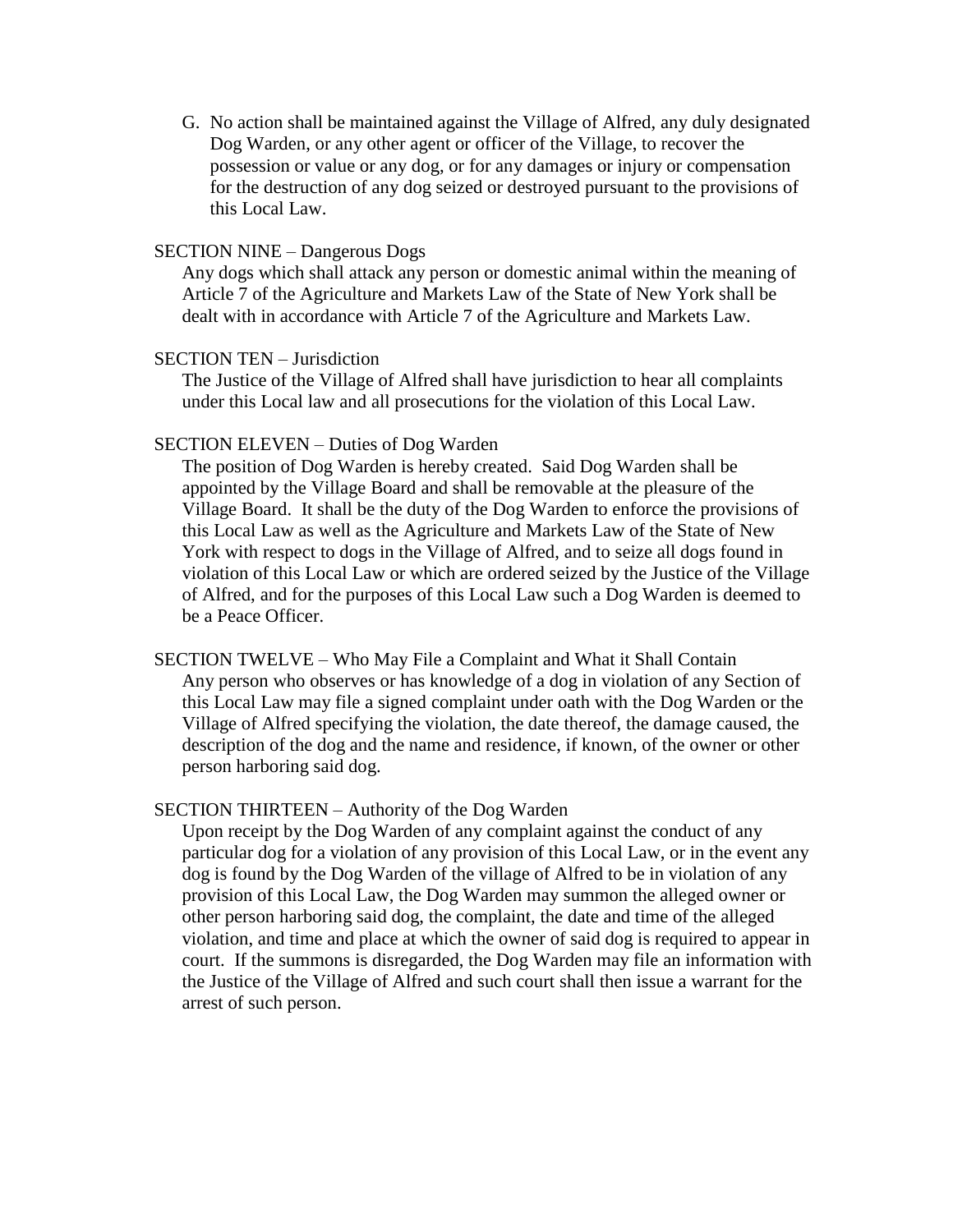G. No action shall be maintained against the Village of Alfred, any duly designated Dog Warden, or any other agent or officer of the Village, to recover the possession or value or any dog, or for any damages or injury or compensation for the destruction of any dog seized or destroyed pursuant to the provisions of this Local Law.

SECTION NINE – Dangerous Dogs

Any dogs which shall attack any person or domestic animal within the meaning of Article 7 of the Agriculture and Markets Law of the State of New York shall be dealt with in accordance with Article 7 of the Agriculture and Markets Law.

SECTION TEN – Jurisdiction

The Justice of the Village of Alfred shall have jurisdiction to hear all complaints under this Local law and all prosecutions for the violation of this Local Law.

SECTION ELEVEN – Duties of Dog Warden

The position of Dog Warden is hereby created. Said Dog Warden shall be appointed by the Village Board and shall be removable at the pleasure of the Village Board. It shall be the duty of the Dog Warden to enforce the provisions of this Local Law as well as the Agriculture and Markets Law of the State of New York with respect to dogs in the Village of Alfred, and to seize all dogs found in violation of this Local Law or which are ordered seized by the Justice of the Village of Alfred, and for the purposes of this Local Law such a Dog Warden is deemed to be a Peace Officer.

SECTION TWELVE – Who May File a Complaint and What it Shall Contain

Any person who observes or has knowledge of a dog in violation of any Section of this Local Law may file a signed complaint under oath with the Dog Warden or the Village of Alfred specifying the violation, the date thereof, the damage caused, the description of the dog and the name and residence, if known, of the owner or other person harboring said dog.

SECTION THIRTEEN – Authority of the Dog Warden

Upon receipt by the Dog Warden of any complaint against the conduct of any particular dog for a violation of any provision of this Local Law, or in the event any dog is found by the Dog Warden of the village of Alfred to be in violation of any provision of this Local Law, the Dog Warden may summon the alleged owner or other person harboring said dog, the complaint, the date and time of the alleged violation, and time and place at which the owner of said dog is required to appear in court. If the summons is disregarded, the Dog Warden may file an information with the Justice of the Village of Alfred and such court shall then issue a warrant for the arrest of such person.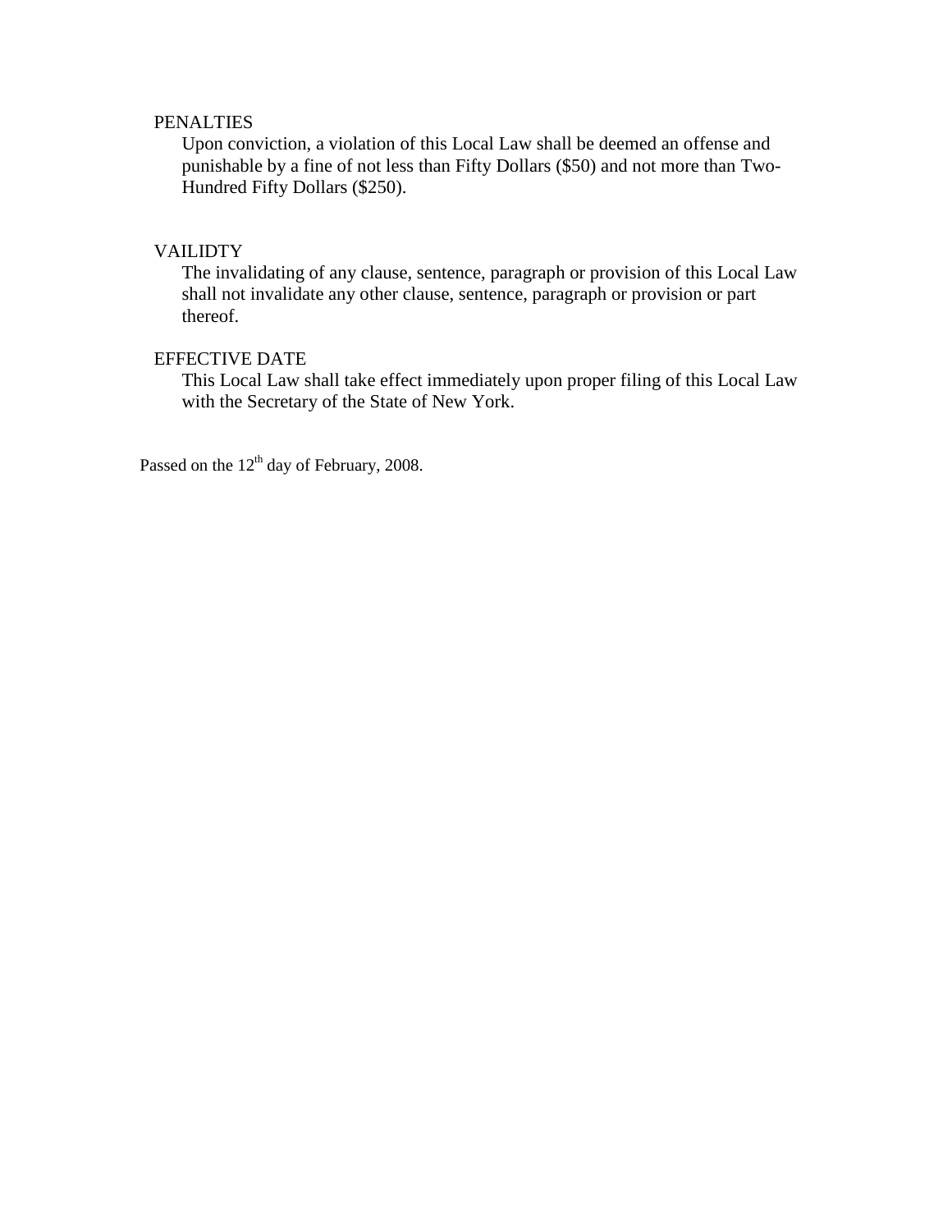## PENALTIES

Upon conviction, a violation of this Local Law shall be deemed an offense and punishable by a fine of not less than Fifty Dollars ($50) and not more than Two-Hundred Fifty Dollars ($250).

## VAILIDTY

The invalidating of any clause, sentence, paragraph or provision of this Local Law shall not invalidate any other clause, sentence, paragraph or provision or part thereof.

## EFFECTIVE DATE

This Local Law shall take effect immediately upon proper filing of this Local Law with the Secretary of the State of New York.

Passed on the 12th day of February, 2008.